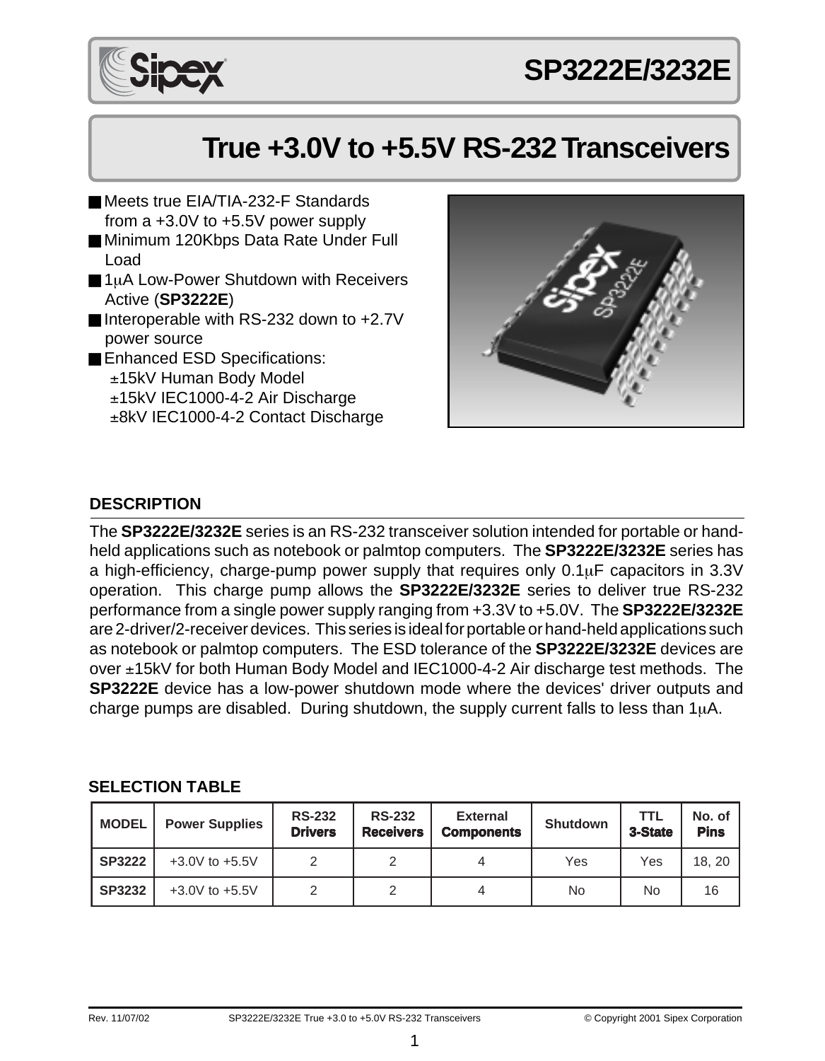# SP3222E/3232E

## True +3.0V to +5.5V RS-232 Transceivers

- Meets true EIA/TIA-232-F Standards from a +3.0V to +5.5V power supply
- Minimum 120Kbps Data Rate Under Full Load
- 1µA Low-Power Shutdown with Receivers Active (**SP3222E**)
- Interoperable with RS-232 down to +2.7V power source
- Enhanced ESD Specifications:
  - ±15kV Human Body Model
  - ±15kV IEC1000-4-2 Air Discharge
  - ±8kV IEC1000-4-2 Contact Discharge

### DESCRIPTION

The **SP3222E/3232E** series is an RS-232 transceiver solution intended for portable or hand-held applications such as notebook or palmtop computers. The **SP3222E/3232E** series has a high-efficiency, charge-pump power supply that requires only 0.1µF capacitors in 3.3V operation. This charge pump allows the **SP3222E/3232E** series to deliver true RS-232 performance from a single power supply ranging from +3.3V to +5.0V. The **SP3222E/3232E** are 2-driver/2-receiver devices. This series is ideal for portable or hand-held applications such as notebook or palmtop computers. The ESD tolerance of the **SP3222E/3232E** devices are over ±15kV for both Human Body Model and IEC1000-4-2 Air discharge test methods. The **SP3222E** device has a low-power shutdown mode where the devices' driver outputs and charge pumps are disabled. During shutdown, the supply current falls to less than 1µA.

### SELECTION TABLE

| MODEL | Power Supplies | RS-232 Drivers | RS-232 Receivers | External Components | Shutdown | TTL 3-State | No. of Pins |
|---|---|---|---|---|---|---|---|
| SP3222 | +3.0V to +5.5V | 2 | 2 | 4 | Yes | Yes | 18, 20 |
| SP3232 | +3.0V to +5.5V | 2 | 2 | 4 | No | No | 16 |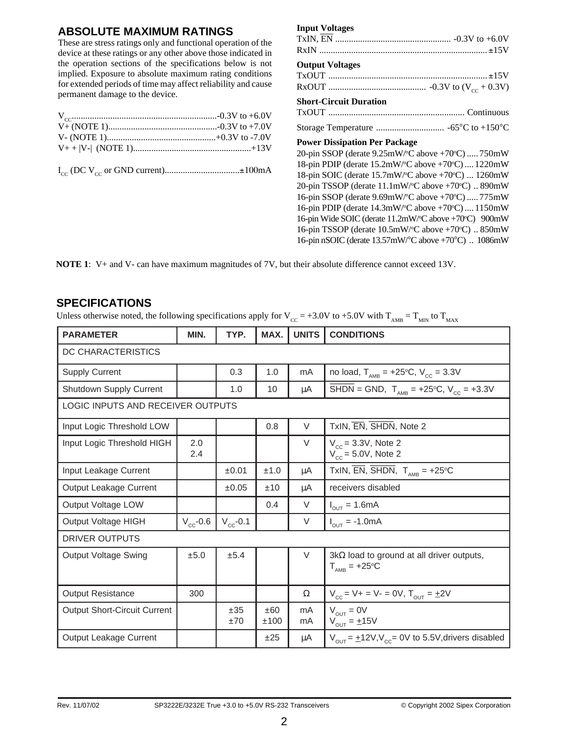## ABSOLUTE MAXIMUM RATINGS

These are stress ratings only and functional operation of the device at these ratings or any other above those indicated in the operation sections of the specifications below is not implied. Exposure to absolute maximum rating conditions for extended periods of time may affect reliability and cause permanent damage to the device.

$V_{CC}$ ................................................................-0.3V to +6.0V
V+ (NOTE 1)................................................-0.3V to +7.0V
V- (NOTE 1)................................................+0.3V to -7.0V
V+ + |V-| (NOTE 1)....................................................+13V

$I_{CC}$ (DC $V_{CC}$ or GND current).................................±100mA

**Input Voltages**
TxIN, $\overline{EN}$ .................................................. -0.3V to +6.0V
RxIN ..........................................................................±15V

**Output Voltages**
TxOUT .....................................................................±15V
RxOUT ........................................... -0.3V to ($V_{CC}$ + 0.3V)

**Short-Circuit Duration**
TxOUT ............................................................ Continuous

Storage Temperature .............................. -65°C to +150°C

**Power Dissipation Per Package**
20-pin SSOP (derate 9.25mW/°C above +70°C) ..... 750mW
18-pin PDIP (derate 15.2mW/°C above +70°C) .... 1220mW
18-pin SOIC (derate 15.7mW/°C above +70°C) ... 1260mW
20-pin TSSOP (derate 11.1mW/°C above +70°C) .. 890mW
16-pin SSOP (derate 9.69mW/°C above +70°C) ..... 775mW
16-pin PDIP (derate 14.3mW/°C above +70°C) .... 1150mW
16-pin Wide SOIC (derate 11.2mW/°C above +70°C) 900mW
16-pin TSSOP (derate 10.5mW/°C above +70°C) .. 850mW
16-pin nSOIC (derate 13.57mW/°C above +70°C) .. 1086mW

**NOTE 1**: V+ and V- can have maximum magnitudes of 7V, but their absolute difference cannot exceed 13V.

## SPECIFICATIONS

Unless otherwise noted, the following specifications apply for $V_{CC}$ = +3.0V to +5.0V with $T_{AMB}$ = $T_{MIN}$ to $T_{MAX}$

| PARAMETER | MIN. | TYP. | MAX. | UNITS | CONDITIONS |
|---|---|---|---|---|---|
| DC CHARACTERISTICS | | | | | |
| Supply Current | | 0.3 | 1.0 | mA | no load, $T_{AMB}$ = +25°C, $V_{CC}$ = 3.3V |
| Shutdown Supply Current | | 1.0 | 10 | µA | $\overline{SHDN}$ = GND, $T_{AMB}$ = +25°C, $V_{CC}$ = +3.3V |
| LOGIC INPUTS AND RECEIVER OUTPUTS | | | | | |
| Input Logic Threshold LOW | | | 0.8 | V | TxIN, $\overline{EN}$, $\overline{SHDN}$, Note 2 |
| Input Logic Threshold HIGH | 2.0<br>2.4 | | | V | $V_{CC}$ = 3.3V, Note 2<br>$V_{CC}$ = 5.0V, Note 2 |
| Input Leakage Current | | ±0.01 | ±1.0 | µA | TxIN, $\overline{EN}$, $\overline{SHDN}$, $T_{AMB}$ = +25°C |
| Output Leakage Current | | ±0.05 | ±10 | µA | receivers disabled |
| Output Voltage LOW | | | 0.4 | V | $I_{OUT}$ = 1.6mA |
| Output Voltage HIGH | $V_{CC}$-0.6 | $V_{CC}$-0.1 | | V | $I_{OUT}$ = -1.0mA |
| DRIVER OUTPUTS | | | | | |
| Output Voltage Swing | ±5.0 | ±5.4 | | V | 3kΩ load to ground at all driver outputs, $T_{AMB}$ = +25°C |
| Output Resistance | 300 | | | Ω | $V_{CC}$ = V+ = V- = 0V, $T_{OUT}$ = ±2V |
| Output Short-Circuit Current | | ±35<br>±70 | ±60<br>±100 | mA<br>mA | $V_{OUT}$ = 0V<br>$V_{OUT}$ = ±15V |
| Output Leakage Current | | | ±25 | µA | $V_{OUT}$ = ±12V, $V_{CC}$ = 0V to 5.5V, drivers disabled |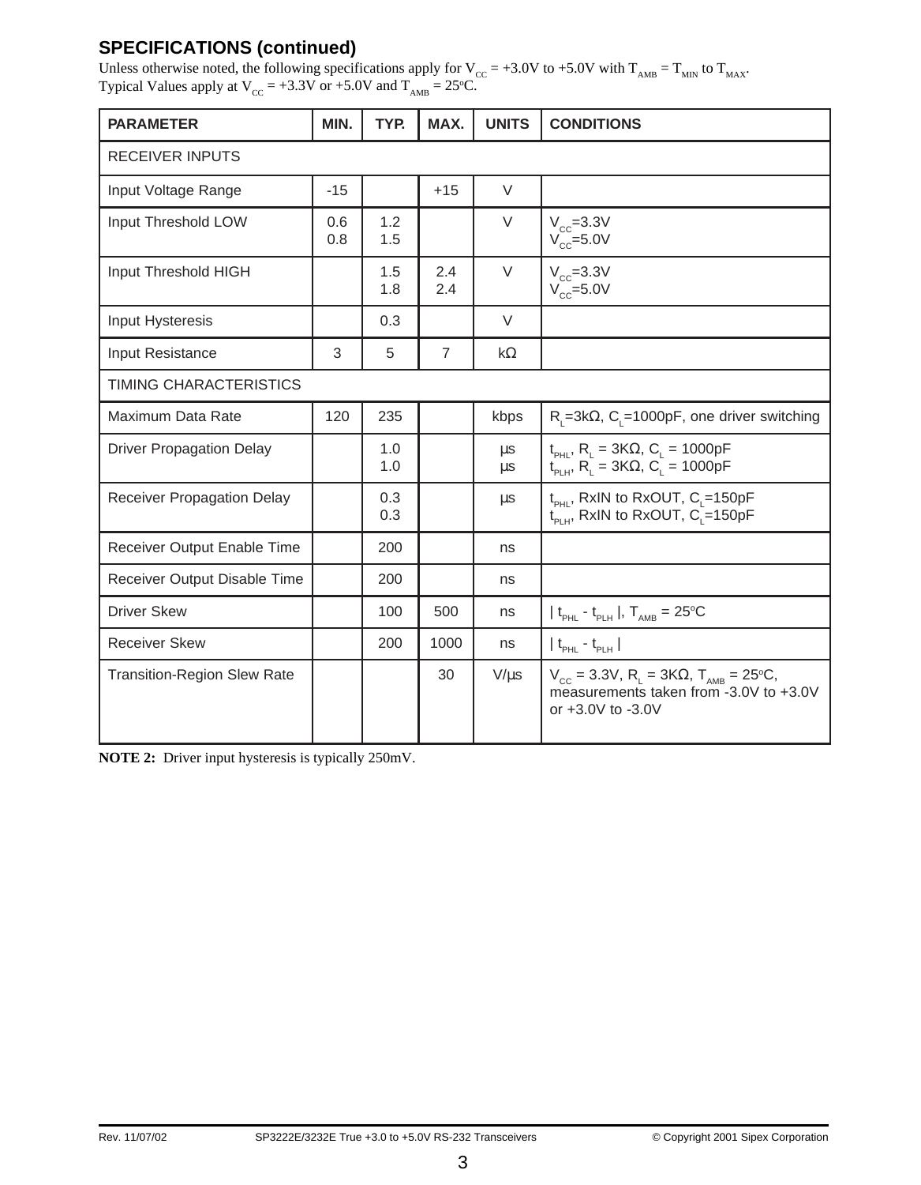## SPECIFICATIONS (continued)

Unless otherwise noted, the following specifications apply for $V_{CC}$ = +3.0V to +5.0V with $T_{AMB}$ = $T_{MIN}$ to $T_{MAX}$.
Typical Values apply at $V_{CC}$ = +3.3V or +5.0V and $T_{AMB}$ = 25°C.

| PARAMETER | MIN. | TYP. | MAX. | UNITS | CONDITIONS |
|---|---|---|---|---|---|
| RECEIVER INPUTS | | | | | |
| Input Voltage Range | -15 | | +15 | V | |
| Input Threshold LOW | 0.6<br>0.8 | 1.2<br>1.5 | | V | $V_{CC}$=3.3V<br>$V_{CC}$=5.0V |
| Input Threshold HIGH | | 1.5<br>1.8 | 2.4<br>2.4 | V | $V_{CC}$=3.3V<br>$V_{CC}$=5.0V |
| Input Hysteresis | | 0.3 | | V | |
| Input Resistance | 3 | 5 | 7 | kΩ | |
| TIMING CHARACTERISTICS | | | | | |
| Maximum Data Rate | 120 | 235 | | kbps | $R_L$=3kΩ, $C_L$=1000pF, one driver switching |
| Driver Propagation Delay | | 1.0<br>1.0 | | µs<br>µs | $t_{PHL}$, $R_L$ = 3KΩ, $C_L$ = 1000pF<br>$t_{PLH}$, $R_L$ = 3KΩ, $C_L$ = 1000pF |
| Receiver Propagation Delay | | 0.3<br>0.3 | | µs | $t_{PHL}$, RxIN to RxOUT, $C_L$=150pF<br>$t_{PLH}$, RxIN to RxOUT, $C_L$=150pF |
| Receiver Output Enable Time | | 200 | | ns | |
| Receiver Output Disable Time | | 200 | | ns | |
| Driver Skew | | 100 | 500 | ns | $\| t_{PHL} - t_{PLH} \|$, $T_{AMB}$ = 25°C |
| Receiver Skew | | 200 | 1000 | ns | $\| t_{PHL} - t_{PLH} \|$ |
| Transition-Region Slew Rate | | | 30 | V/µs | $V_{CC}$ = 3.3V, $R_L$ = 3KΩ, $T_{AMB}$ = 25°C, measurements taken from -3.0V to +3.0V or +3.0V to -3.0V |

**NOTE 2:** Driver input hysteresis is typically 250mV.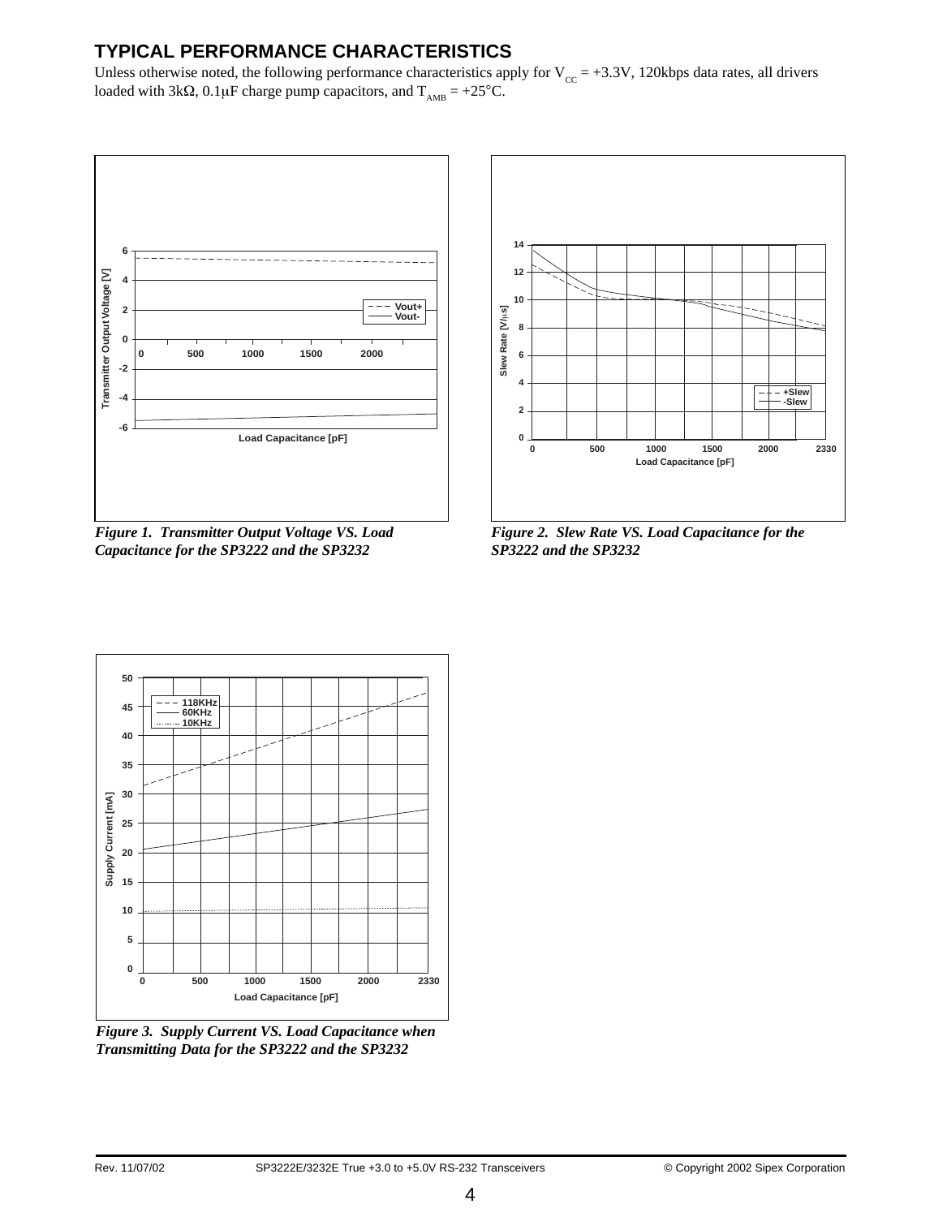## TYPICAL PERFORMANCE CHARACTERISTICS

Unless otherwise noted, the following performance characteristics apply for $V_{CC}$ = +3.3V, 120kbps data rates, all drivers loaded with 3kΩ, 0.1μF charge pump capacitors, and $T_{AMB}$ = +25°C.

*Figure 1. Transmitter Output Voltage VS. Load Capacitance for the SP3222 and the SP3232*

*Figure 2. Slew Rate VS. Load Capacitance for the SP3222 and the SP3232*

*Figure 3. Supply Current VS. Load Capacitance when Transmitting Data for the SP3222 and the SP3232*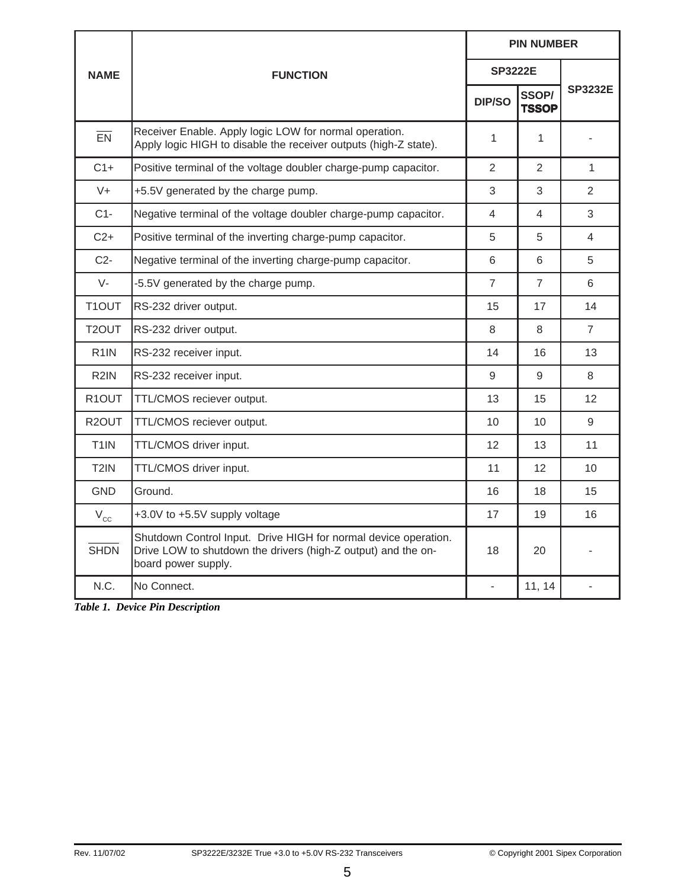| NAME | FUNCTION | PIN NUMBER | | |
|---|---|---|---|---|
| | | SP3222E | | SP3232E |
| | | DIP/SO | SSOP/ TSSOP | |
| $\overline{EN}$ | Receiver Enable. Apply logic LOW for normal operation. Apply logic HIGH to disable the receiver outputs (high-Z state). | 1 | 1 | - |
| C1+ | Positive terminal of the voltage doubler charge-pump capacitor. | 2 | 2 | 1 |
| V+ | +5.5V generated by the charge pump. | 3 | 3 | 2 |
| C1- | Negative terminal of the voltage doubler charge-pump capacitor. | 4 | 4 | 3 |
| C2+ | Positive terminal of the inverting charge-pump capacitor. | 5 | 5 | 4 |
| C2- | Negative terminal of the inverting charge-pump capacitor. | 6 | 6 | 5 |
| V- | -5.5V generated by the charge pump. | 7 | 7 | 6 |
| T1OUT | RS-232 driver output. | 15 | 17 | 14 |
| T2OUT | RS-232 driver output. | 8 | 8 | 7 |
| R1IN | RS-232 receiver input. | 14 | 16 | 13 |
| R2IN | RS-232 receiver input. | 9 | 9 | 8 |
| R1OUT | TTL/CMOS reciever output. | 13 | 15 | 12 |
| R2OUT | TTL/CMOS reciever output. | 10 | 10 | 9 |
| T1IN | TTL/CMOS driver input. | 12 | 13 | 11 |
| T2IN | TTL/CMOS driver input. | 11 | 12 | 10 |
| GND | Ground. | 16 | 18 | 15 |
| $V_{CC}$ | +3.0V to +5.5V supply voltage | 17 | 19 | 16 |
| $\overline{SHDN}$ | Shutdown Control Input. Drive HIGH for normal device operation. Drive LOW to shutdown the drivers (high-Z output) and the on-board power supply. | 18 | 20 | - |
| N.C. | No Connect. | - | 11, 14 | - |

*Table 1. Device Pin Description*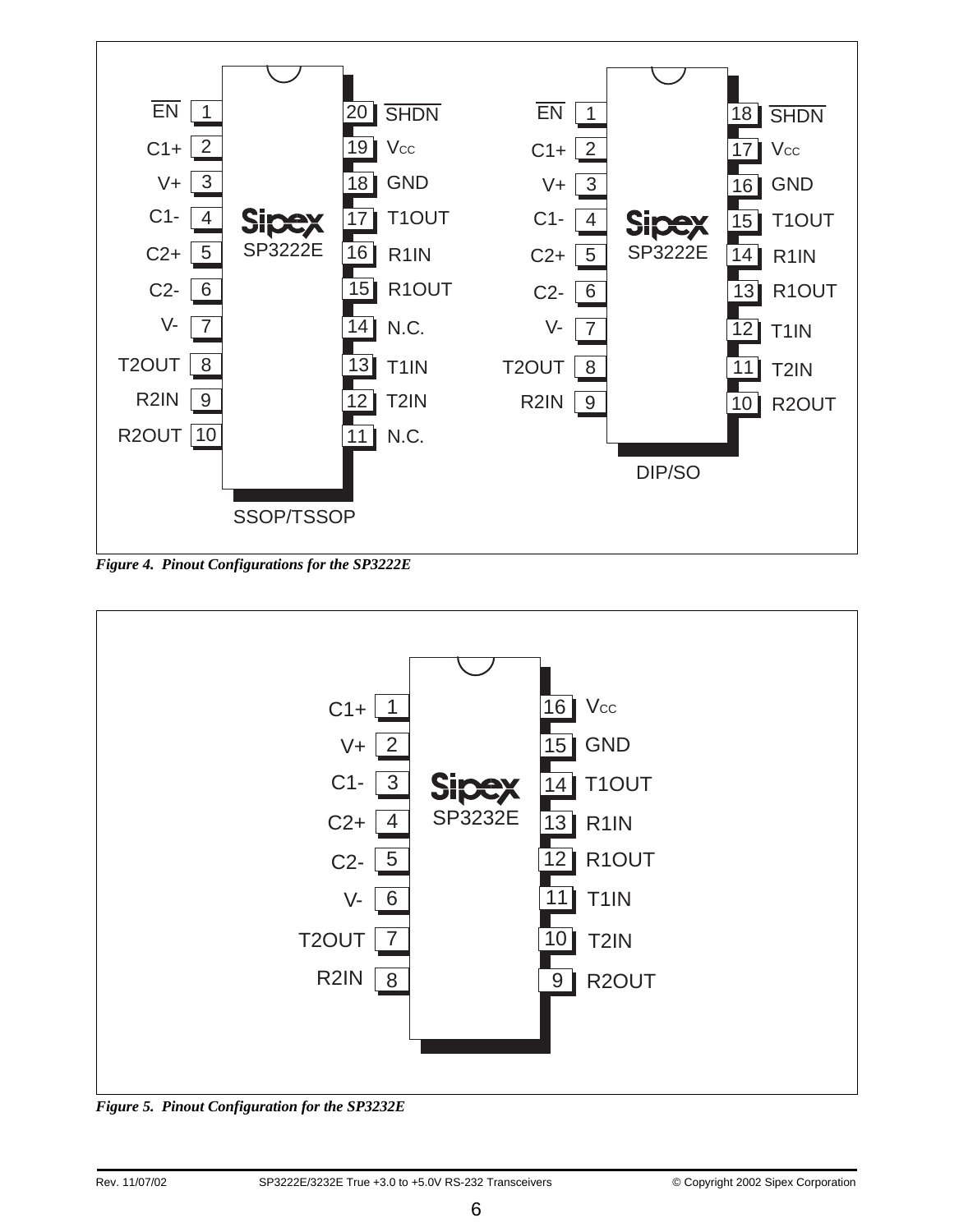| Pin | SSOP/TSSOP SP3222E | Pin | SSOP/TSSOP SP3222E |
|---|---|---|---|
| 1 | $\overline{EN}$ | 20 | $\overline{SHDN}$ |
| 2 | C1+ | 19 | $V_{CC}$ |
| 3 | V+ | 18 | GND |
| 4 | C1- | 17 | T1OUT |
| 5 | C2+ | 16 | R1IN |
| 6 | C2- | 15 | R1OUT |
| 7 | V- | 14 | N.C. |
| 8 | T2OUT | 13 | T1IN |
| 9 | R2IN | 12 | T2IN |
| 10 | R2OUT | 11 | N.C. |

| Pin | DIP/SO SP3222E | Pin | DIP/SO SP3222E |
|---|---|---|---|
| 1 | $\overline{EN}$ | 18 | $\overline{SHDN}$ |
| 2 | C1+ | 17 | $V_{CC}$ |
| 3 | V+ | 16 | GND |
| 4 | C1- | 15 | T1OUT |
| 5 | C2+ | 14 | R1IN |
| 6 | C2- | 13 | R1OUT |
| 7 | V- | 12 | T1IN |
| 8 | T2OUT | 11 | T2IN |
| 9 | R2IN | 10 | R2OUT |

*Figure 4. Pinout Configurations for the SP3222E*

| Pin | SP3232E | Pin | SP3232E |
|---|---|---|---|
| 1 | C1+ | 16 | $V_{CC}$ |
| 2 | V+ | 15 | GND |
| 3 | C1- | 14 | T1OUT |
| 4 | C2+ | 13 | R1IN |
| 5 | C2- | 12 | R1OUT |
| 6 | V- | 11 | T1IN |
| 7 | T2OUT | 10 | T2IN |
| 8 | R2IN | 9 | R2OUT |

*Figure 5. Pinout Configuration for the SP3232E*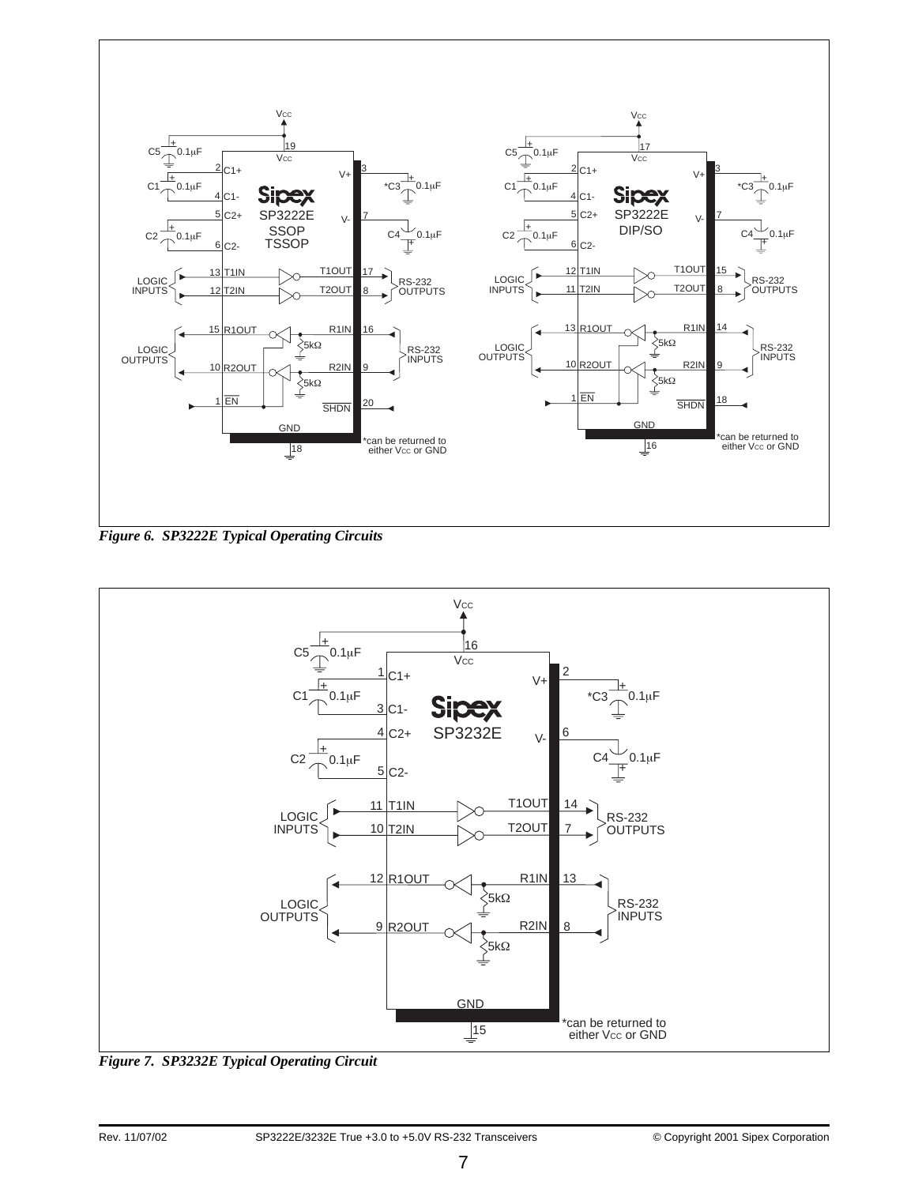Figure 6. SP3222E Typical Operating Circuits

Figure 7. SP3232E Typical Operating Circuit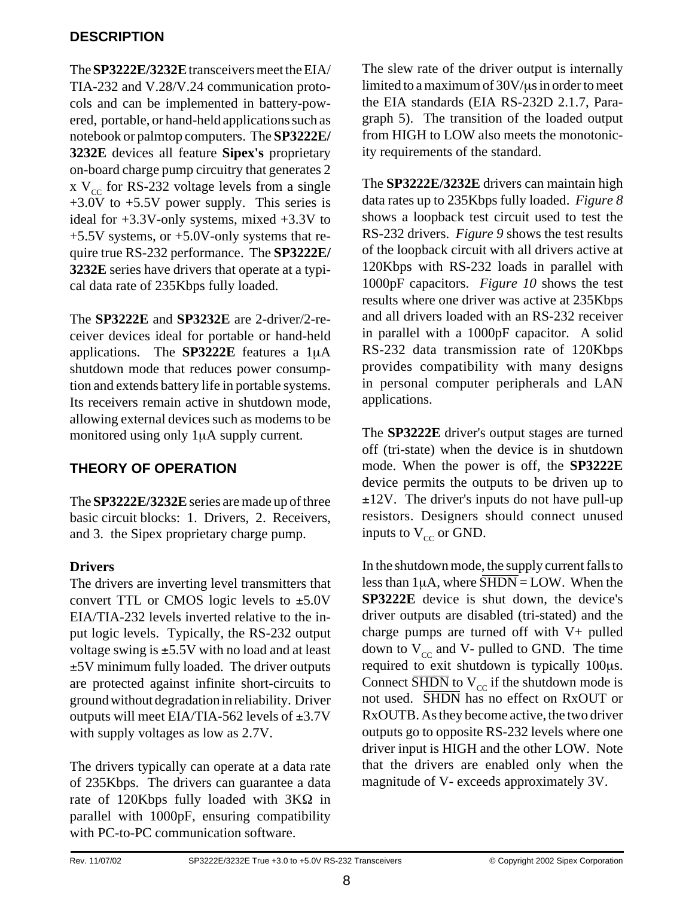## DESCRIPTION

The **SP3222E/3232E** transceivers meet the EIA/TIA-232 and V.28/V.24 communication protocols and can be implemented in battery-powered, portable, or hand-held applications such as notebook or palmtop computers. The **SP3222E/3232E** devices all feature **Sipex's** proprietary on-board charge pump circuitry that generates 2 x $V_{CC}$ for RS-232 voltage levels from a single +3.0V to +5.5V power supply. This series is ideal for +3.3V-only systems, mixed +3.3V to +5.5V systems, or +5.0V-only systems that require true RS-232 performance. The **SP3222E/3232E** series have drivers that operate at a typical data rate of 235Kbps fully loaded.

The **SP3222E** and **SP3232E** are 2-driver/2-receiver devices ideal for portable or hand-held applications. The **SP3222E** features a 1µA shutdown mode that reduces power consumption and extends battery life in portable systems. Its receivers remain active in shutdown mode, allowing external devices such as modems to be monitored using only 1µA supply current.

## THEORY OF OPERATION

The **SP3222E/3232E** series are made up of three basic circuit blocks: 1. Drivers, 2. Receivers, and 3. the Sipex proprietary charge pump.

### Drivers

The drivers are inverting level transmitters that convert TTL or CMOS logic levels to ±5.0V EIA/TIA-232 levels inverted relative to the input logic levels. Typically, the RS-232 output voltage swing is ±5.5V with no load and at least ±5V minimum fully loaded. The driver outputs are protected against infinite short-circuits to ground without degradation in reliability. Driver outputs will meet EIA/TIA-562 levels of ±3.7V with supply voltages as low as 2.7V.

The drivers typically can operate at a data rate of 235Kbps. The drivers can guarantee a data rate of 120Kbps fully loaded with 3KΩ in parallel with 1000pF, ensuring compatibility with PC-to-PC communication software.

The slew rate of the driver output is internally limited to a maximum of 30V/µs in order to meet the EIA standards (EIA RS-232D 2.1.7, Paragraph 5). The transition of the loaded output from HIGH to LOW also meets the monotonicity requirements of the standard.

The **SP3222E/3232E** drivers can maintain high data rates up to 235Kbps fully loaded. *Figure 8* shows a loopback test circuit used to test the RS-232 drivers. *Figure 9* shows the test results of the loopback circuit with all drivers active at 120Kbps with RS-232 loads in parallel with 1000pF capacitors. *Figure 10* shows the test results where one driver was active at 235Kbps and all drivers loaded with an RS-232 receiver in parallel with a 1000pF capacitor. A solid RS-232 data transmission rate of 120Kbps provides compatibility with many designs in personal computer peripherals and LAN applications.

The **SP3222E** driver's output stages are turned off (tri-state) when the device is in shutdown mode. When the power is off, the **SP3222E** device permits the outputs to be driven up to ±12V. The driver's inputs do not have pull-up resistors. Designers should connect unused inputs to $V_{CC}$ or GND.

In the shutdown mode, the supply current falls to less than 1µA, where $\overline{SHDN}$ = LOW. When the **SP3222E** device is shut down, the device's driver outputs are disabled (tri-stated) and the charge pumps are turned off with V+ pulled down to $V_{CC}$ and V- pulled to GND. The time required to exit shutdown is typically 100µs. Connect $\overline{SHDN}$ to $V_{CC}$ if the shutdown mode is not used. $\overline{SHDN}$ has no effect on RxOUT or RxOUTB. As they become active, the two driver outputs go to opposite RS-232 levels where one driver input is HIGH and the other LOW. Note that the drivers are enabled only when the magnitude of V- exceeds approximately 3V.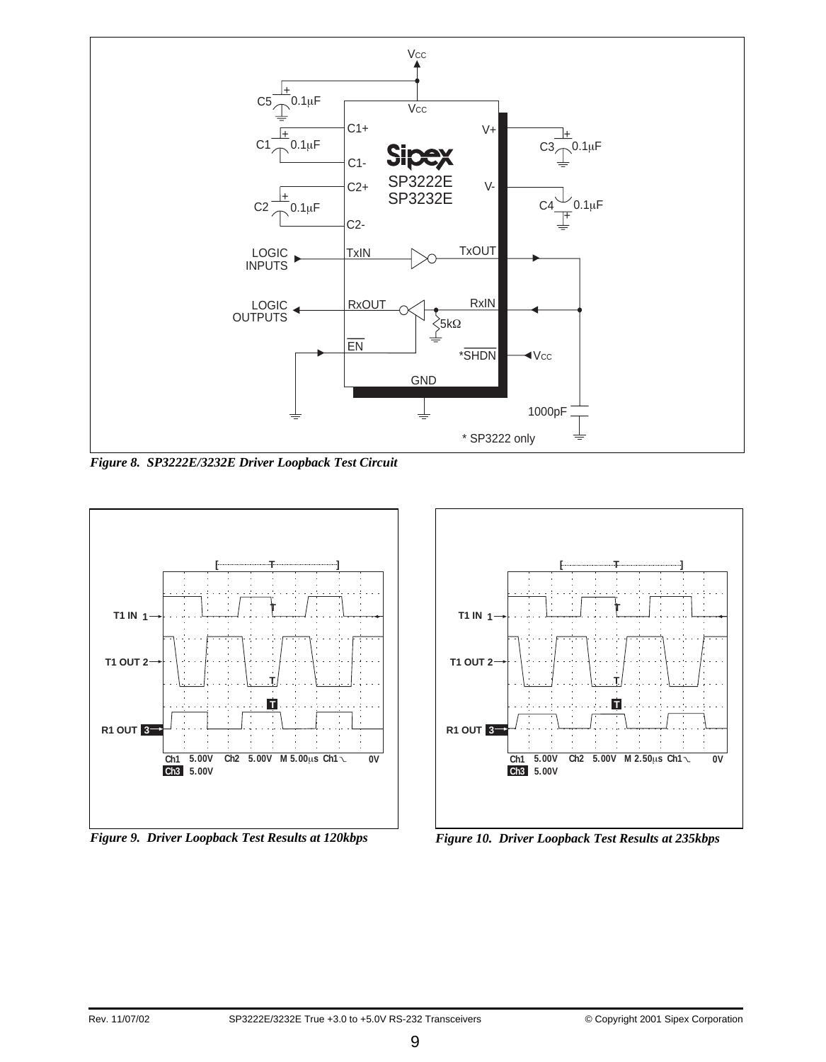Figure 8. SP3222E/3232E Driver Loopback Test Circuit

Figure 9. Driver Loopback Test Results at 120kbps

Figure 10. Driver Loopback Test Results at 235kbps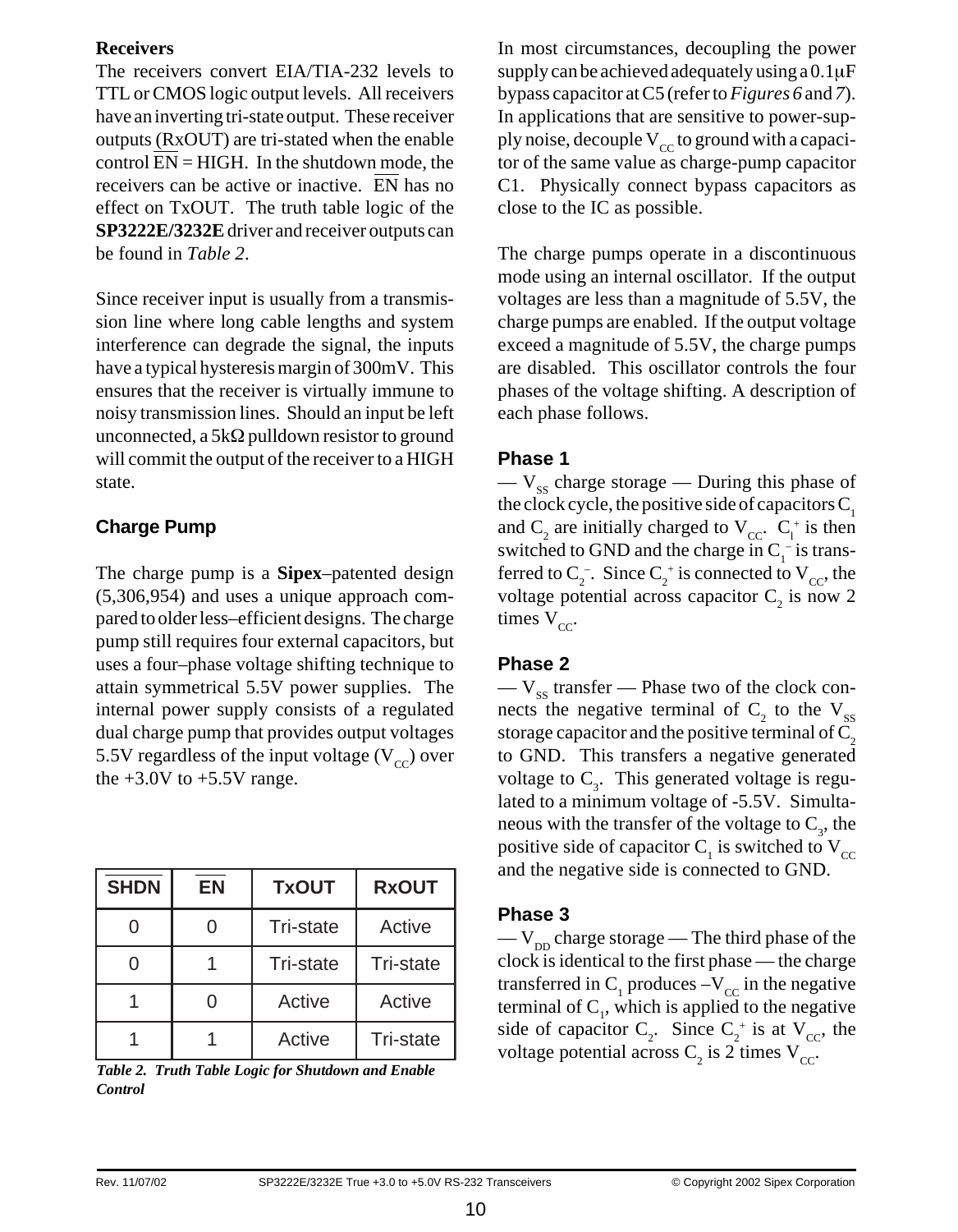### Receivers

The receivers convert EIA/TIA-232 levels to TTL or CMOS logic output levels. All receivers have an inverting tri-state output. These receiver outputs (RxOUT) are tri-stated when the enable control $\overline{EN}$ = HIGH. In the shutdown mode, the receivers can be active or inactive. $\overline{EN}$ has no effect on TxOUT. The truth table logic of the **SP3222E/3232E** driver and receiver outputs can be found in *Table 2*.

Since receiver input is usually from a transmission line where long cable lengths and system interference can degrade the signal, the inputs have a typical hysteresis margin of 300mV. This ensures that the receiver is virtually immune to noisy transmission lines. Should an input be left unconnected, a 5kΩ pulldown resistor to ground will commit the output of the receiver to a HIGH state.

### Charge Pump

The charge pump is a **Sipex**–patented design (5,306,954) and uses a unique approach compared to older less–efficient designs. The charge pump still requires four external capacitors, but uses a four–phase voltage shifting technique to attain symmetrical 5.5V power supplies. The internal power supply consists of a regulated dual charge pump that provides output voltages 5.5V regardless of the input voltage ($V_{CC}$) over the +3.0V to +5.5V range.

| $\overline{SHDN}$ | $\overline{EN}$ | TxOUT | RxOUT |
|---|---|---|---|
| 0 | 0 | Tri-state | Active |
| 0 | 1 | Tri-state | Tri-state |
| 1 | 0 | Active | Active |
| 1 | 1 | Active | Tri-state |

***Table 2. Truth Table Logic for Shutdown and Enable Control***

In most circumstances, decoupling the power supply can be achieved adequately using a 0.1µF bypass capacitor at C5 (refer to *Figures 6* and *7*). In applications that are sensitive to power-supply noise, decouple $V_{CC}$ to ground with a capacitor of the same value as charge-pump capacitor C1. Physically connect bypass capacitors as close to the IC as possible.

The charge pumps operate in a discontinuous mode using an internal oscillator. If the output voltages are less than a magnitude of 5.5V, the charge pumps are enabled. If the output voltage exceed a magnitude of 5.5V, the charge pumps are disabled. This oscillator controls the four phases of the voltage shifting. A description of each phase follows.

### Phase 1

— $V_{SS}$ charge storage — During this phase of the clock cycle, the positive side of capacitors $C_1$ and $C_2$ are initially charged to $V_{CC}$. $C_1^+$ is then switched to GND and the charge in $C_1^-$ is transferred to $C_2^-$. Since $C_2^+$ is connected to $V_{CC}$, the voltage potential across capacitor $C_2$ is now 2 times $V_{CC}$.

### Phase 2

— $V_{SS}$ transfer — Phase two of the clock connects the negative terminal of $C_2$ to the $V_{SS}$ storage capacitor and the positive terminal of $C_2$ to GND. This transfers a negative generated voltage to $C_3$. This generated voltage is regulated to a minimum voltage of -5.5V. Simultaneous with the transfer of the voltage to $C_3$, the positive side of capacitor $C_1$ is switched to $V_{CC}$ and the negative side is connected to GND.

### Phase 3

— $V_{DD}$ charge storage — The third phase of the clock is identical to the first phase — the charge transferred in $C_1$ produces $-V_{CC}$ in the negative terminal of $C_1$, which is applied to the negative side of capacitor $C_2$. Since $C_2^+$ is at $V_{CC}$, the voltage potential across $C_2$ is 2 times $V_{CC}$.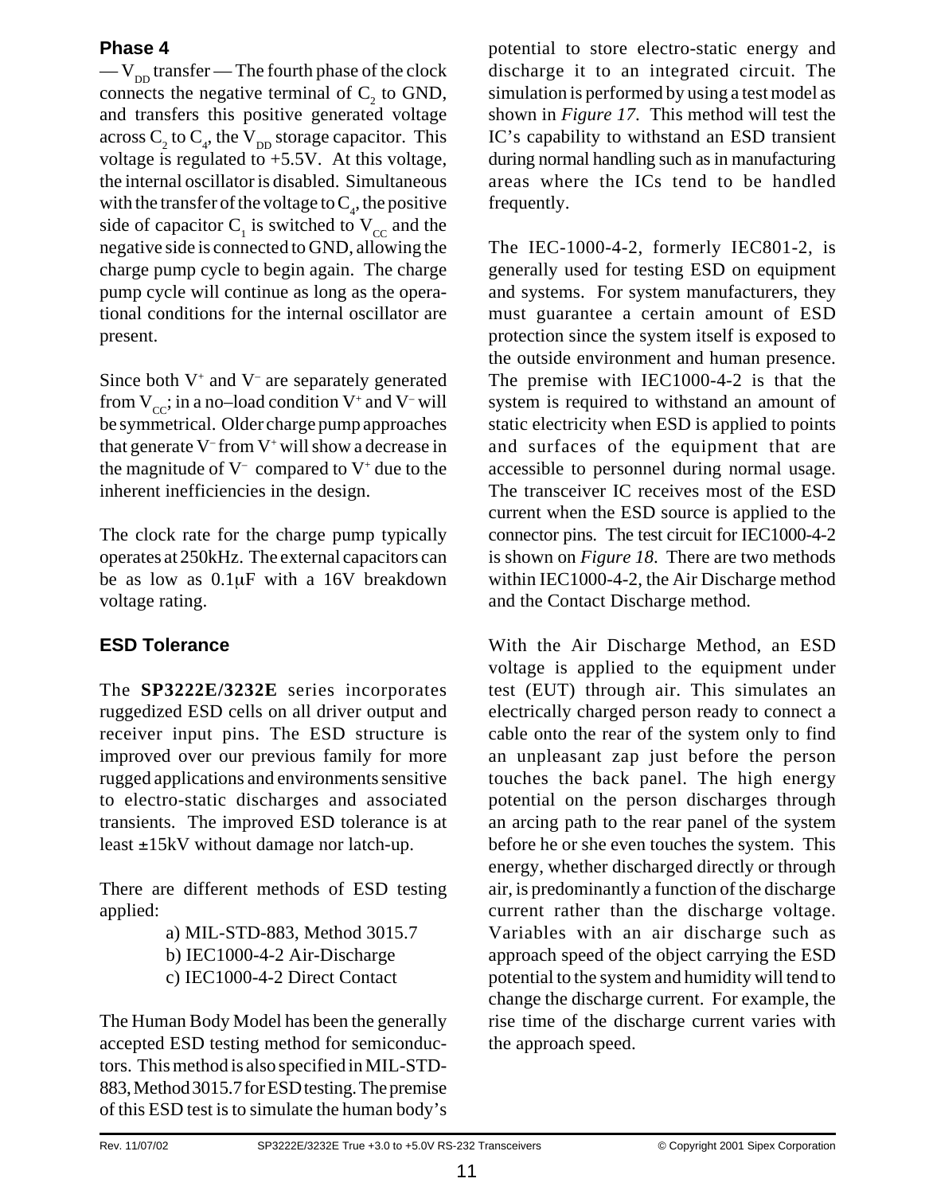### Phase 4

— $V_{DD}$ transfer — The fourth phase of the clock connects the negative terminal of $C_2$ to GND, and transfers this positive generated voltage across $C_2$ to $C_4$, the $V_{DD}$ storage capacitor. This voltage is regulated to +5.5V. At this voltage, the internal oscillator is disabled. Simultaneous with the transfer of the voltage to $C_4$, the positive side of capacitor $C_1$ is switched to $V_{CC}$ and the negative side is connected to GND, allowing the charge pump cycle to begin again. The charge pump cycle will continue as long as the operational conditions for the internal oscillator are present.

Since both $V^+$ and $V^-$ are separately generated from $V_{CC}$; in a no–load condition $V^+$ and $V^-$ will be symmetrical. Older charge pump approaches that generate $V^-$ from $V^+$ will show a decrease in the magnitude of $V^-$ compared to $V^+$ due to the inherent inefficiencies in the design.

The clock rate for the charge pump typically operates at 250kHz. The external capacitors can be as low as 0.1µF with a 16V breakdown voltage rating.

### ESD Tolerance

The **SP3222E/3232E** series incorporates ruggedized ESD cells on all driver output and receiver input pins. The ESD structure is improved over our previous family for more rugged applications and environments sensitive to electro-static discharges and associated transients. The improved ESD tolerance is at least ±15kV without damage nor latch-up.

There are different methods of ESD testing applied:

a) MIL-STD-883, Method 3015.7
b) IEC1000-4-2 Air-Discharge
c) IEC1000-4-2 Direct Contact

The Human Body Model has been the generally accepted ESD testing method for semiconductors. This method is also specified in MIL-STD-883, Method 3015.7 for ESD testing. The premise of this ESD test is to simulate the human body's potential to store electro-static energy and discharge it to an integrated circuit. The simulation is performed by using a test model as shown in *Figure 17*. This method will test the IC's capability to withstand an ESD transient during normal handling such as in manufacturing areas where the ICs tend to be handled frequently.

The IEC-1000-4-2, formerly IEC801-2, is generally used for testing ESD on equipment and systems. For system manufacturers, they must guarantee a certain amount of ESD protection since the system itself is exposed to the outside environment and human presence. The premise with IEC1000-4-2 is that the system is required to withstand an amount of static electricity when ESD is applied to points and surfaces of the equipment that are accessible to personnel during normal usage. The transceiver IC receives most of the ESD current when the ESD source is applied to the connector pins. The test circuit for IEC1000-4-2 is shown on *Figure 18*. There are two methods within IEC1000-4-2, the Air Discharge method and the Contact Discharge method.

With the Air Discharge Method, an ESD voltage is applied to the equipment under test (EUT) through air. This simulates an electrically charged person ready to connect a cable onto the rear of the system only to find an unpleasant zap just before the person touches the back panel. The high energy potential on the person discharges through an arcing path to the rear panel of the system before he or she even touches the system. This energy, whether discharged directly or through air, is predominantly a function of the discharge current rather than the discharge voltage. Variables with an air discharge such as approach speed of the object carrying the ESD potential to the system and humidity will tend to change the discharge current. For example, the rise time of the discharge current varies with the approach speed.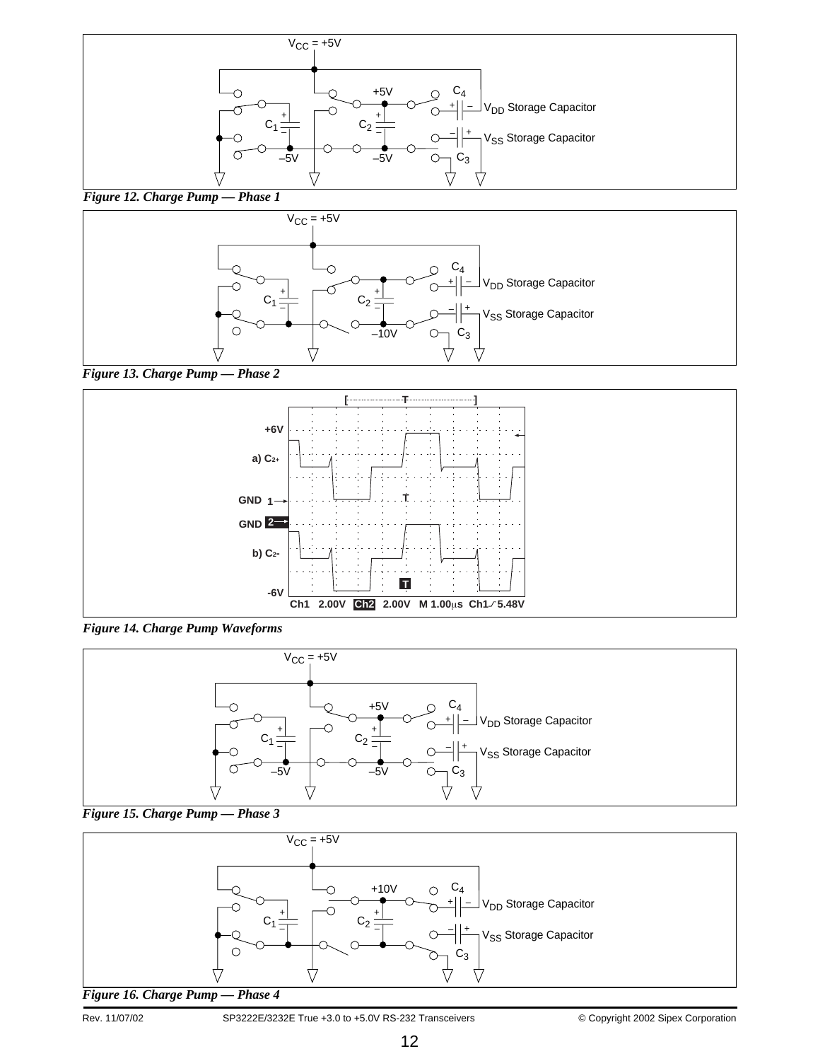$V_{CC}$ = +5V

+5V

$C_4$

$V_{DD}$ Storage Capacitor

$C_1$

$C_2$

$V_{SS}$ Storage Capacitor

–5V

–5V

$C_3$

*Figure 12. Charge Pump — Phase 1*

$V_{CC}$ = +5V

$C_4$

$V_{DD}$ Storage Capacitor

$C_1$

$C_2$

$V_{SS}$ Storage Capacitor

–10V

$C_3$

*Figure 13. Charge Pump — Phase 2*

+6V

a) C2+

GND 1

GND 2

b) C2-

-6V

Ch1 2.00V Ch2 2.00V M 1.00µs Ch1 ⁄ 5.48V

*Figure 14. Charge Pump Waveforms*

$V_{CC}$ = +5V

+5V

$C_4$

$V_{DD}$ Storage Capacitor

$C_1$

$C_2$

$V_{SS}$ Storage Capacitor

–5V

–5V

$C_3$

*Figure 15. Charge Pump — Phase 3*

$V_{CC}$ = +5V

+10V

$C_4$

$V_{DD}$ Storage Capacitor

$C_1$

$C_2$

$V_{SS}$ Storage Capacitor

$C_3$

*Figure 16. Charge Pump — Phase 4*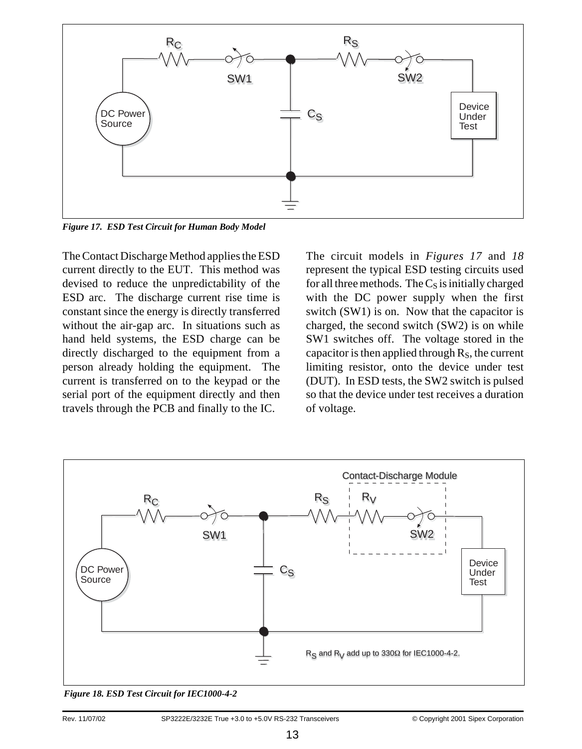*Figure 17. ESD Test Circuit for Human Body Model*

The Contact Discharge Method applies the ESD current directly to the EUT. This method was devised to reduce the unpredictability of the ESD arc. The discharge current rise time is constant since the energy is directly transferred without the air-gap arc. In situations such as hand held systems, the ESD charge can be directly discharged to the equipment from a person already holding the equipment. The current is transferred on to the keypad or the serial port of the equipment directly and then travels through the PCB and finally to the IC.

The circuit models in *Figures 17* and *18* represent the typical ESD testing circuits used for all three methods. The $C_S$ is initially charged with the DC power supply when the first switch (SW1) is on. Now that the capacitor is charged, the second switch (SW2) is on while SW1 switches off. The voltage stored in the capacitor is then applied through $R_S$, the current limiting resistor, onto the device under test (DUT). In ESD tests, the SW2 switch is pulsed so that the device under test receives a duration of voltage.

Contact-Discharge Module

$R_S$ and $R_V$ add up to 330Ω for IEC1000-4-2.

*Figure 18. ESD Test Circuit for IEC1000-4-2*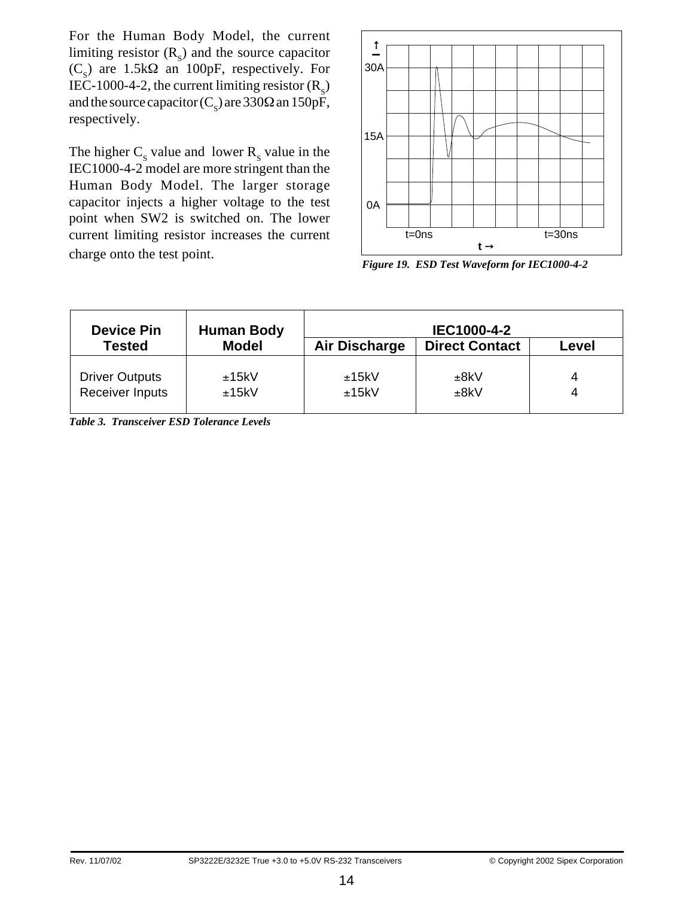For the Human Body Model, the current limiting resistor ($R_S$) and the source capacitor ($C_S$) are 1.5kΩ an 100pF, respectively. For IEC-1000-4-2, the current limiting resistor ($R_S$) and the source capacitor ($C_S$) are 330Ω an 150pF, respectively.

The higher $C_S$ value and lower $R_S$ value in the IEC1000-4-2 model are more stringent than the Human Body Model. The larger storage capacitor injects a higher voltage to the test point when SW2 is switched on. The lower current limiting resistor increases the current charge onto the test point.

*Figure 19. ESD Test Waveform for IEC1000-4-2*

| Device Pin Tested | Human Body Model | IEC1000-4-2 | | |
|---|---|---|---|---|
| | | Air Discharge | Direct Contact | Level |
| Driver Outputs | ±15kV | ±15kV | ±8kV | 4 |
| Receiver Inputs | ±15kV | ±15kV | ±8kV | 4 |

*Table 3. Transceiver ESD Tolerance Levels*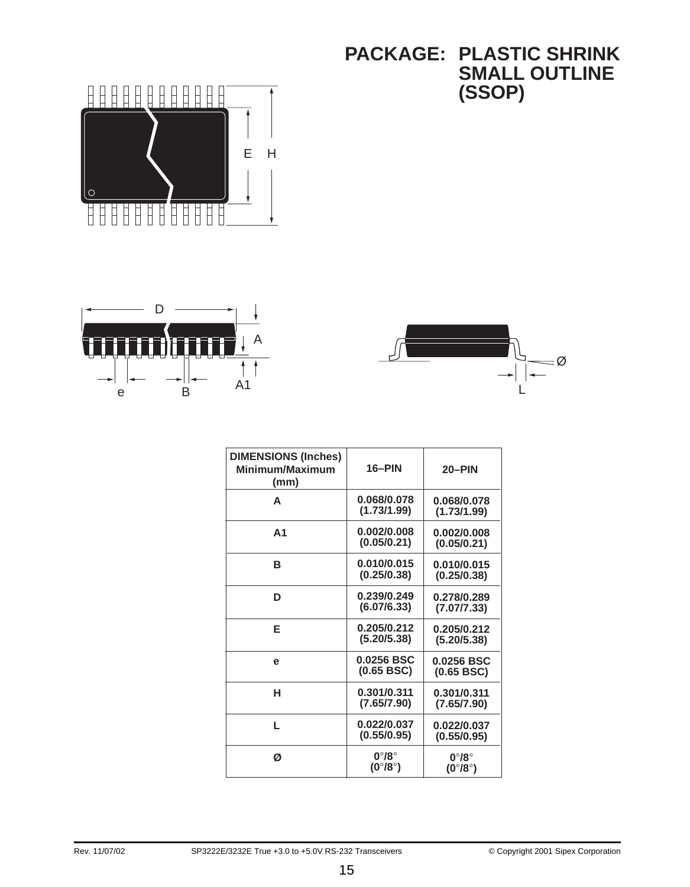# PACKAGE: PLASTIC SHRINK SMALL OUTLINE (SSOP)

| DIMENSIONS (Inches) Minimum/Maximum (mm) | 16–PIN | 20–PIN |
|---|---|---|
| A | 0.068/0.078 (1.73/1.99) | 0.068/0.078 (1.73/1.99) |
| A1 | 0.002/0.008 (0.05/0.21) | 0.002/0.008 (0.05/0.21) |
| B | 0.010/0.015 (0.25/0.38) | 0.010/0.015 (0.25/0.38) |
| D | 0.239/0.249 (6.07/6.33) | 0.278/0.289 (7.07/7.33) |
| E | 0.205/0.212 (5.20/5.38) | 0.205/0.212 (5.20/5.38) |
| e | 0.0256 BSC (0.65 BSC) | 0.0256 BSC (0.65 BSC) |
| H | 0.301/0.311 (7.65/7.90) | 0.301/0.311 (7.65/7.90) |
| L | 0.022/0.037 (0.55/0.95) | 0.022/0.037 (0.55/0.95) |
| Ø | 0°/8° (0°/8°) | 0°/8° (0°/8°) |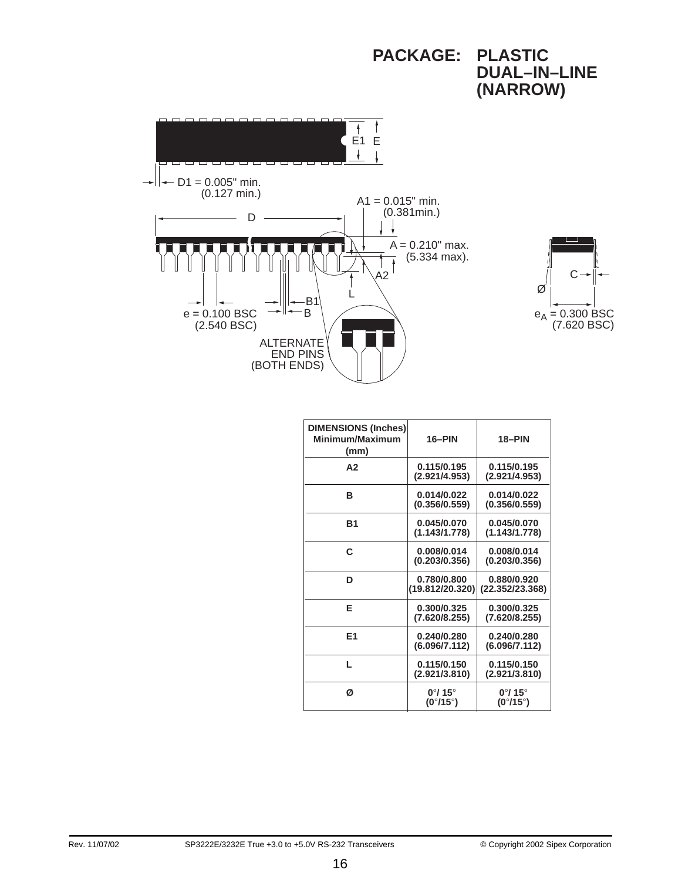# PACKAGE: PLASTIC DUAL–IN–LINE (NARROW)

D1 = 0.005" min. (0.127 min.)

A1 = 0.015" min. (0.381min.)

A = 0.210" max. (5.334 max).

e = 0.100 BSC (2.540 BSC)

ALTERNATE END PINS (BOTH ENDS)

$e_A$ = 0.300 BSC (7.620 BSC)

| DIMENSIONS (Inches) Minimum/Maximum (mm) | 16–PIN | 18–PIN |
|---|---|---|
| A2 | 0.115/0.195 (2.921/4.953) | 0.115/0.195 (2.921/4.953) |
| B | 0.014/0.022 (0.356/0.559) | 0.014/0.022 (0.356/0.559) |
| B1 | 0.045/0.070 (1.143/1.778) | 0.045/0.070 (1.143/1.778) |
| C | 0.008/0.014 (0.203/0.356) | 0.008/0.014 (0.203/0.356) |
| D | 0.780/0.800 (19.812/20.320) | 0.880/0.920 (22.352/23.368) |
| E | 0.300/0.325 (7.620/8.255) | 0.300/0.325 (7.620/8.255) |
| E1 | 0.240/0.280 (6.096/7.112) | 0.240/0.280 (6.096/7.112) |
| L | 0.115/0.150 (2.921/3.810) | 0.115/0.150 (2.921/3.810) |
| Ø | 0°/ 15° (0°/15°) | 0°/ 15° (0°/15°) |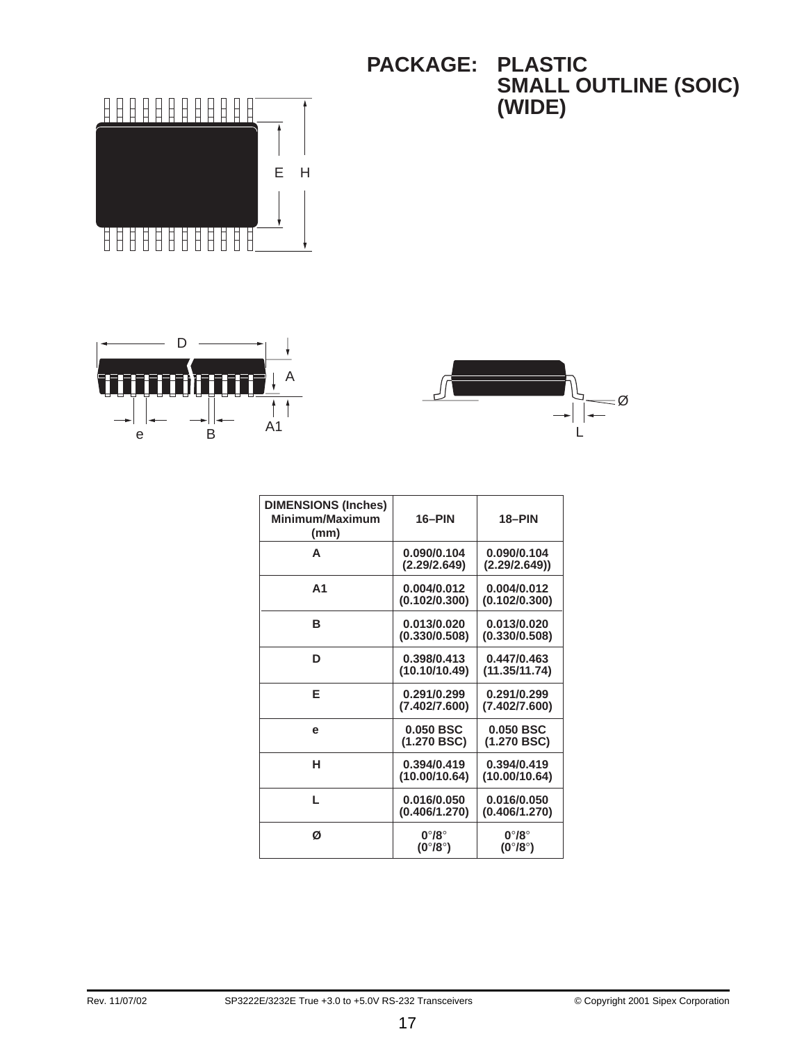# PACKAGE: PLASTIC SMALL OUTLINE (SOIC) (WIDE)

| DIMENSIONS (Inches) Minimum/Maximum (mm) | 16–PIN | 18–PIN |
|---|---|---|
| A | 0.090/0.104 (2.29/2.649) | 0.090/0.104 (2.29/2.649)) |
| A1 | 0.004/0.012 (0.102/0.300) | 0.004/0.012 (0.102/0.300) |
| B | 0.013/0.020 (0.330/0.508) | 0.013/0.020 (0.330/0.508) |
| D | 0.398/0.413 (10.10/10.49) | 0.447/0.463 (11.35/11.74) |
| E | 0.291/0.299 (7.402/7.600) | 0.291/0.299 (7.402/7.600) |
| e | 0.050 BSC (1.270 BSC) | 0.050 BSC (1.270 BSC) |
| H | 0.394/0.419 (10.00/10.64) | 0.394/0.419 (10.00/10.64) |
| L | 0.016/0.050 (0.406/1.270) | 0.016/0.050 (0.406/1.270) |
| Ø | 0°/8° (0°/8°) | 0°/8° (0°/8°) |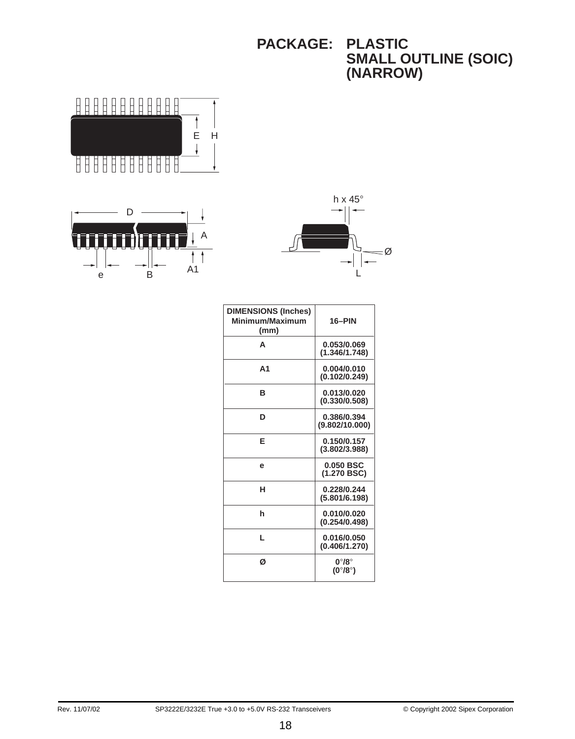# PACKAGE: PLASTIC SMALL OUTLINE (SOIC) (NARROW)

| DIMENSIONS (Inches) Minimum/Maximum (mm) | 16–PIN |
|---|---|
| A | 0.053/0.069 (1.346/1.748) |
| A1 | 0.004/0.010 (0.102/0.249) |
| B | 0.013/0.020 (0.330/0.508) |
| D | 0.386/0.394 (9.802/10.000) |
| E | 0.150/0.157 (3.802/3.988) |
| e | 0.050 BSC (1.270 BSC) |
| H | 0.228/0.244 (5.801/6.198) |
| h | 0.010/0.020 (0.254/0.498) |
| L | 0.016/0.050 (0.406/1.270) |
| Ø | 0°/8° (0°/8°) |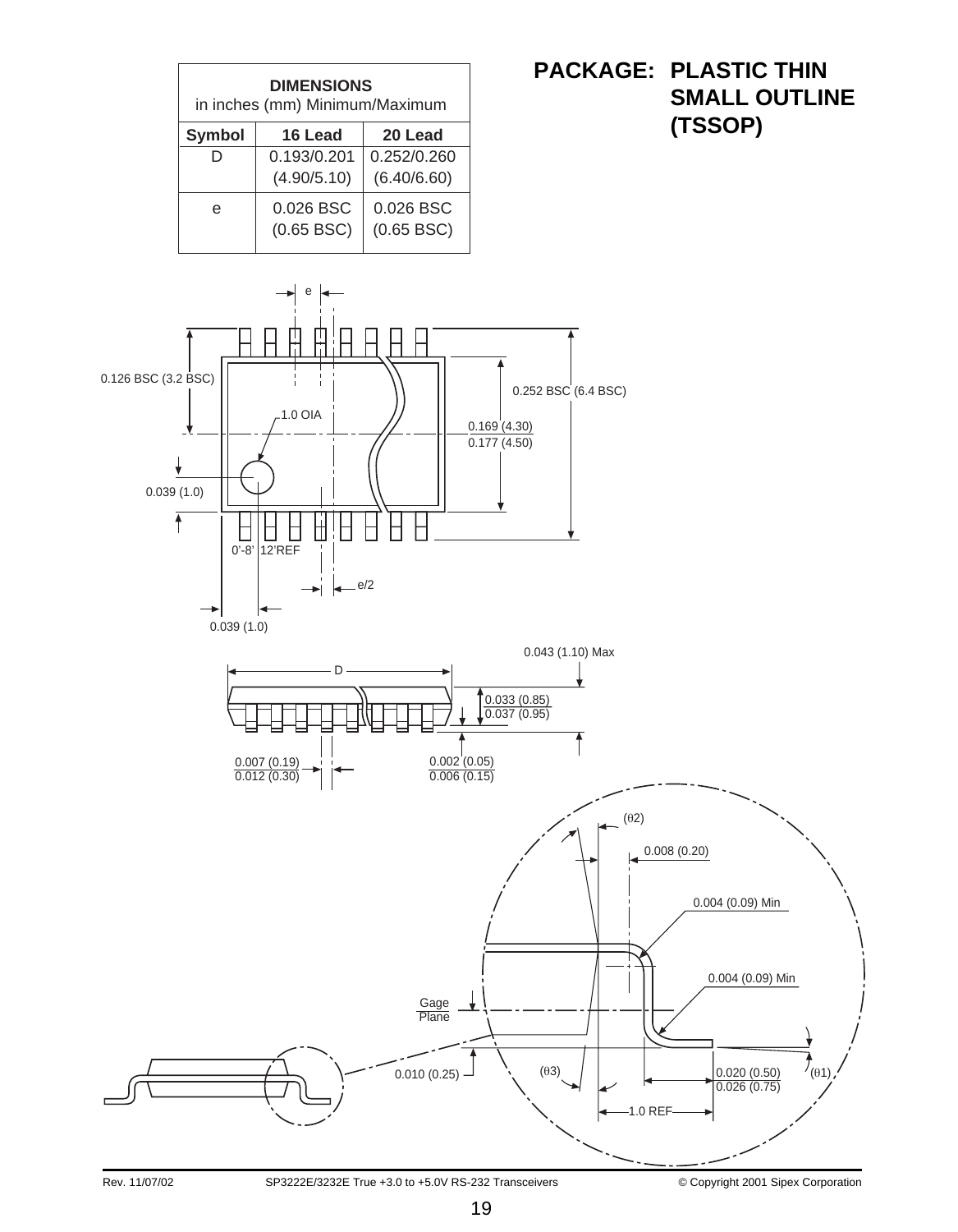**PACKAGE: PLASTIC THIN SMALL OUTLINE (TSSOP)**

| DIMENSIONS in inches (mm) Minimum/Maximum | | |
|---|---|---|
| **Symbol** | **16 Lead** | **20 Lead** |
| D | 0.193/0.201 (4.90/5.10) | 0.252/0.260 (6.40/6.60) |
| e | 0.026 BSC (0.65 BSC) | 0.026 BSC (0.65 BSC) |

e

0.126 BSC (3.2 BSC)

1.0 OIA

0.252 BSC (6.4 BSC)

0.169 (4.30) / 0.177 (4.50)

0.039 (1.0)

0'-8' 12'REF

e/2

0.039 (1.0)

0.043 (1.10) Max

D

0.033 (0.85) / 0.037 (0.95)

0.007 (0.19) / 0.012 (0.30)

0.002 (0.05) / 0.006 (0.15)

(θ2)

0.008 (0.20)

0.004 (0.09) Min

0.004 (0.09) Min

Gage Plane

0.010 (0.25)

(θ3)

0.020 (0.50) / 0.026 (0.75)

(θ1)

1.0 REF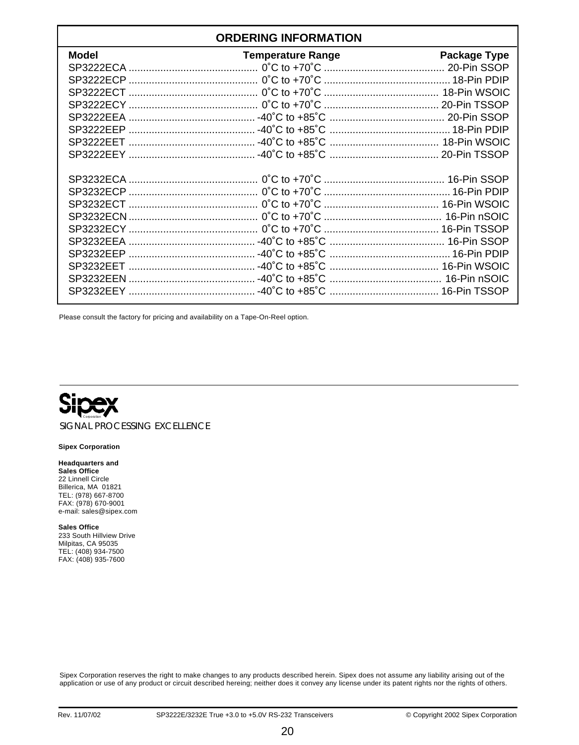## ORDERING INFORMATION

| Model | Temperature Range | Package Type |
|---|---|---|
| SP3222ECA | 0˚C to +70˚C | 20-Pin SSOP |
| SP3222ECP | 0˚C to +70˚C | 18-Pin PDIP |
| SP3222ECT | 0˚C to +70˚C | 18-Pin WSOIC |
| SP3222ECY | 0˚C to +70˚C | 20-Pin TSSOP |
| SP3222EEA | -40˚C to +85˚C | 20-Pin SSOP |
| SP3222EEP | -40˚C to +85˚C | 18-Pin PDIP |
| SP3222EET | -40˚C to +85˚C | 18-Pin WSOIC |
| SP3222EEY | -40˚C to +85˚C | 20-Pin TSSOP |
| | | |
| SP3232ECA | 0˚C to +70˚C | 16-Pin SSOP |
| SP3232ECP | 0˚C to +70˚C | 16-Pin PDIP |
| SP3232ECT | 0˚C to +70˚C | 16-Pin WSOIC |
| SP3232ECN | 0˚C to +70˚C | 16-Pin nSOIC |
| SP3232ECY | 0˚C to +70˚C | 16-Pin TSSOP |
| SP3232EEA | -40˚C to +85˚C | 16-Pin SSOP |
| SP3232EEP | -40˚C to +85˚C | 16-Pin PDIP |
| SP3232EET | -40˚C to +85˚C | 16-Pin WSOIC |
| SP3232EEN | -40˚C to +85˚C | 16-Pin nSOIC |
| SP3232EEY | -40˚C to +85˚C | 16-Pin TSSOP |

Please consult the factory for pricing and availability on a Tape-On-Reel option.

Sipex Corporation

SIGNAL PROCESSING EXCELLENCE

**Sipex Corporation**

**Headquarters and Sales Office**
22 Linnell Circle
Billerica, MA 01821
TEL: (978) 667-8700
FAX: (978) 670-9001
e-mail: sales@sipex.com

**Sales Office**
233 South Hillview Drive
Milpitas, CA 95035
TEL: (408) 934-7500
FAX: (408) 935-7600

Sipex Corporation reserves the right to make changes to any products described herein. Sipex does not assume any liability arising out of the application or use of any product or circuit described hereing; neither does it convey any license under its patent rights nor the rights of others.